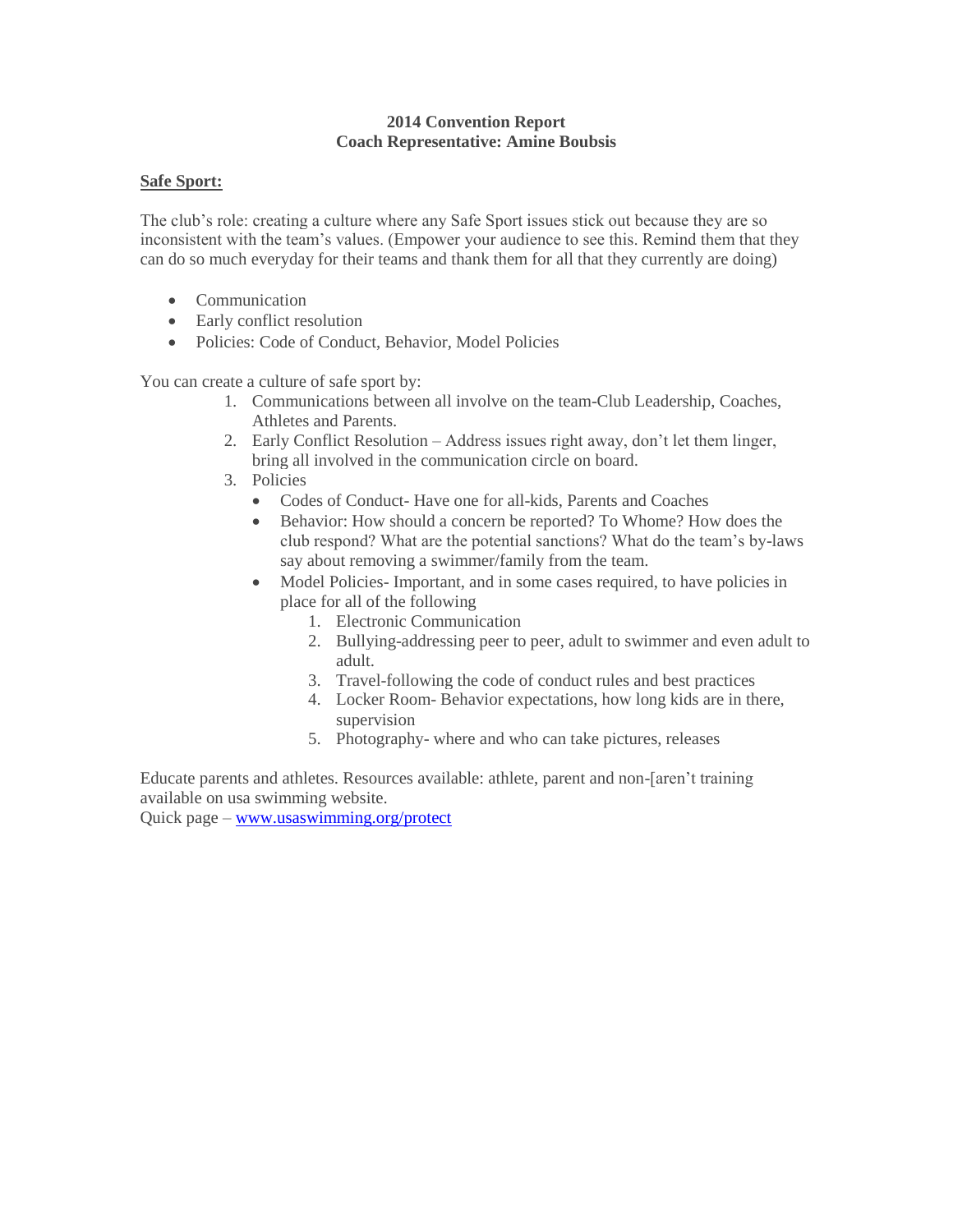**2014 Convention Report**
**Coach Representative: Amine Boubsis**

**Safe Sport:**

The club's role: creating a culture where any Safe Sport issues stick out because they are so inconsistent with the team's values. (Empower your audience to see this. Remind them that they can do so much everyday for their teams and thank them for all that they currently are doing)

- Communication
- Early conflict resolution
- Policies: Code of Conduct, Behavior, Model Policies

You can create a culture of safe sport by:

1. Communications between all involve on the team-Club Leadership, Coaches, Athletes and Parents.
2. Early Conflict Resolution – Address issues right away, don't let them linger, bring all involved in the communication circle on board.
3. Policies
   - Codes of Conduct- Have one for all-kids, Parents and Coaches
   - Behavior: How should a concern be reported? To Whome? How does the club respond? What are the potential sanctions? What do the team's by-laws say about removing a swimmer/family from the team.
   - Model Policies- Important, and in some cases required, to have policies in place for all of the following
     1. Electronic Communication
     2. Bullying-addressing peer to peer, adult to swimmer and even adult to adult.
     3. Travel-following the code of conduct rules and best practices
     4. Locker Room- Behavior expectations, how long kids are in there, supervision
     5. Photography- where and who can take pictures, releases

Educate parents and athletes. Resources available: athlete, parent and non-[aren't training available on usa swimming website.
Quick page – www.usaswimming.org/protect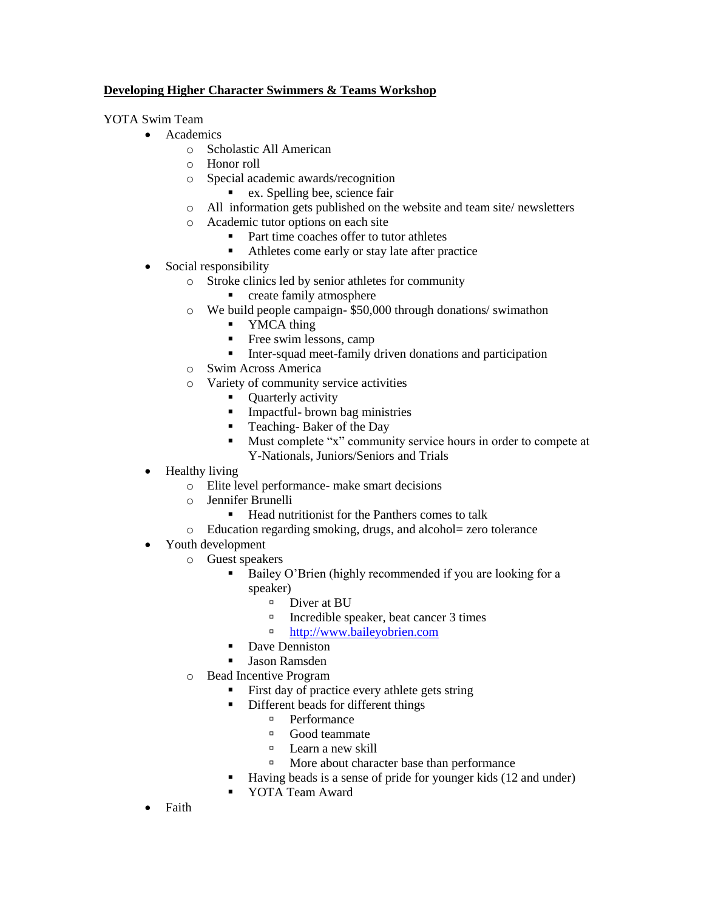**<u>Developing Higher Character Swimmers & Teams Workshop</u>**

YOTA Swim Team

- Academics
    - Scholastic All American
    - Honor roll
    - Special academic awards/recognition
        - ex. Spelling bee, science fair
    - All information gets published on the website and team site/ newsletters
    - Academic tutor options on each site
        - Part time coaches offer to tutor athletes
        - Athletes come early or stay late after practice
- Social responsibility
    - Stroke clinics led by senior athletes for community
        - create family atmosphere
    - We build people campaign- $50,000 through donations/ swimathon
        - YMCA thing
        - Free swim lessons, camp
        - Inter-squad meet-family driven donations and participation
    - Swim Across America
    - Variety of community service activities
        - Quarterly activity
        - Impactful- brown bag ministries
        - Teaching- Baker of the Day
        - Must complete "x" community service hours in order to compete at Y-Nationals, Juniors/Seniors and Trials
- Healthy living
    - Elite level performance- make smart decisions
    - Jennifer Brunelli
        - Head nutritionist for the Panthers comes to talk
    - Education regarding smoking, drugs, and alcohol= zero tolerance
- Youth development
    - Guest speakers
        - Bailey O'Brien (highly recommended if you are looking for a speaker)
            - Diver at BU
            - Incredible speaker, beat cancer 3 times
            - [http://www.baileyobrien.com](http://www.baileyobrien.com)
        - Dave Denniston
        - Jason Ramsden
    - Bead Incentive Program
        - First day of practice every athlete gets string
        - Different beads for different things
            - Performance
            - Good teammate
            - Learn a new skill
            - More about character base than performance
        - Having beads is a sense of pride for younger kids (12 and under)
        - YOTA Team Award
- Faith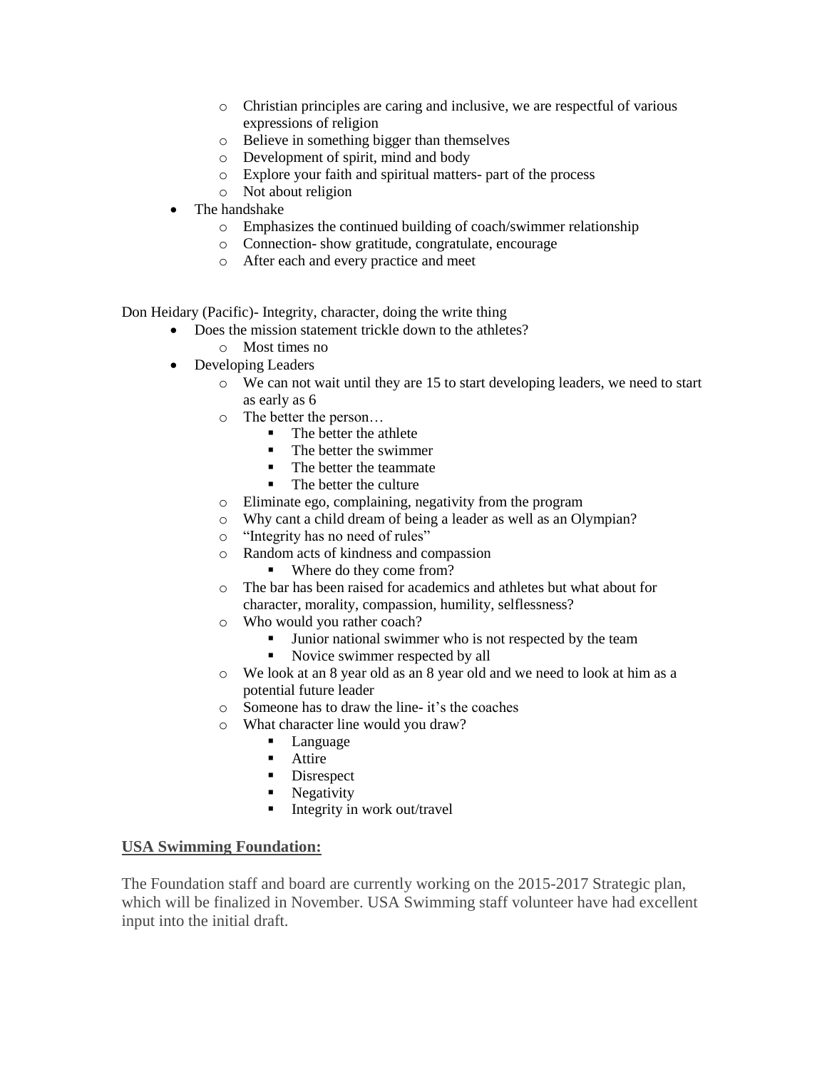- Christian principles are caring and inclusive, we are respectful of various expressions of religion
  - Believe in something bigger than themselves
  - Development of spirit, mind and body
  - Explore your faith and spiritual matters- part of the process
  - Not about religion
- The handshake
  - Emphasizes the continued building of coach/swimmer relationship
  - Connection- show gratitude, congratulate, encourage
  - After each and every practice and meet

Don Heidary (Pacific)- Integrity, character, doing the write thing

- Does the mission statement trickle down to the athletes?
  - Most times no
- Developing Leaders
  - We can not wait until they are 15 to start developing leaders, we need to start as early as 6
  - The better the person…
    - The better the athlete
    - The better the swimmer
    - The better the teammate
    - The better the culture
  - Eliminate ego, complaining, negativity from the program
  - Why cant a child dream of being a leader as well as an Olympian?
  - "Integrity has no need of rules"
  - Random acts of kindness and compassion
    - Where do they come from?
  - The bar has been raised for academics and athletes but what about for character, morality, compassion, humility, selflessness?
  - Who would you rather coach?
    - Junior national swimmer who is not respected by the team
    - Novice swimmer respected by all
  - We look at an 8 year old as an 8 year old and we need to look at him as a potential future leader
  - Someone has to draw the line- it's the coaches
  - What character line would you draw?
    - Language
    - Attire
    - Disrespect
    - Negativity
    - Integrity in work out/travel

**<u>USA Swimming Foundation:</u>**

The Foundation staff and board are currently working on the 2015-2017 Strategic plan, which will be finalized in November. USA Swimming staff volunteer have had excellent input into the initial draft.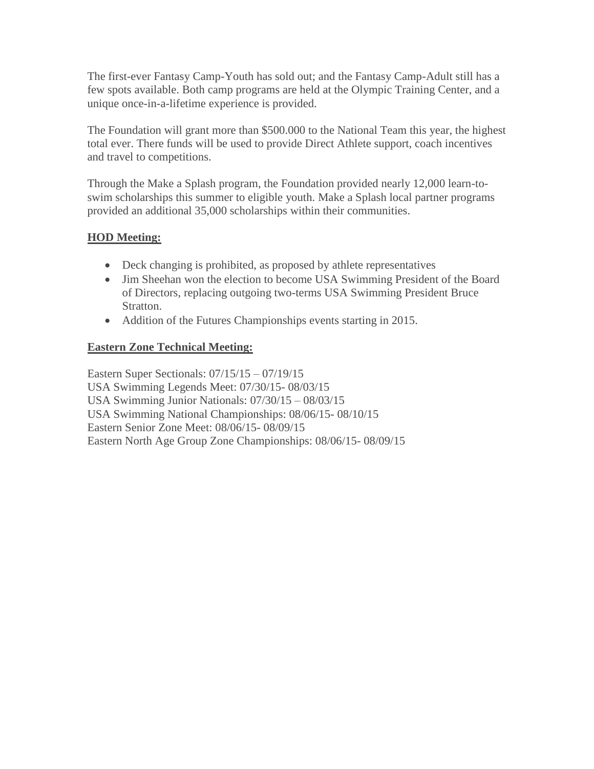The first-ever Fantasy Camp-Youth has sold out; and the Fantasy Camp-Adult still has a few spots available. Both camp programs are held at the Olympic Training Center, and a unique once-in-a-lifetime experience is provided.

The Foundation will grant more than $500.000 to the National Team this year, the highest total ever. There funds will be used to provide Direct Athlete support, coach incentives and travel to competitions.

Through the Make a Splash program, the Foundation provided nearly 12,000 learn-to-swim scholarships this summer to eligible youth. Make a Splash local partner programs provided an additional 35,000 scholarships within their communities.

**HOD Meeting:**

- Deck changing is prohibited, as proposed by athlete representatives
- Jim Sheehan won the election to become USA Swimming President of the Board of Directors, replacing outgoing two-terms USA Swimming President Bruce Stratton.
- Addition of the Futures Championships events starting in 2015.

**Eastern Zone Technical Meeting:**

Eastern Super Sectionals: 07/15/15 – 07/19/15
USA Swimming Legends Meet: 07/30/15- 08/03/15
USA Swimming Junior Nationals: 07/30/15 – 08/03/15
USA Swimming National Championships: 08/06/15- 08/10/15
Eastern Senior Zone Meet: 08/06/15- 08/09/15
Eastern North Age Group Zone Championships: 08/06/15- 08/09/15